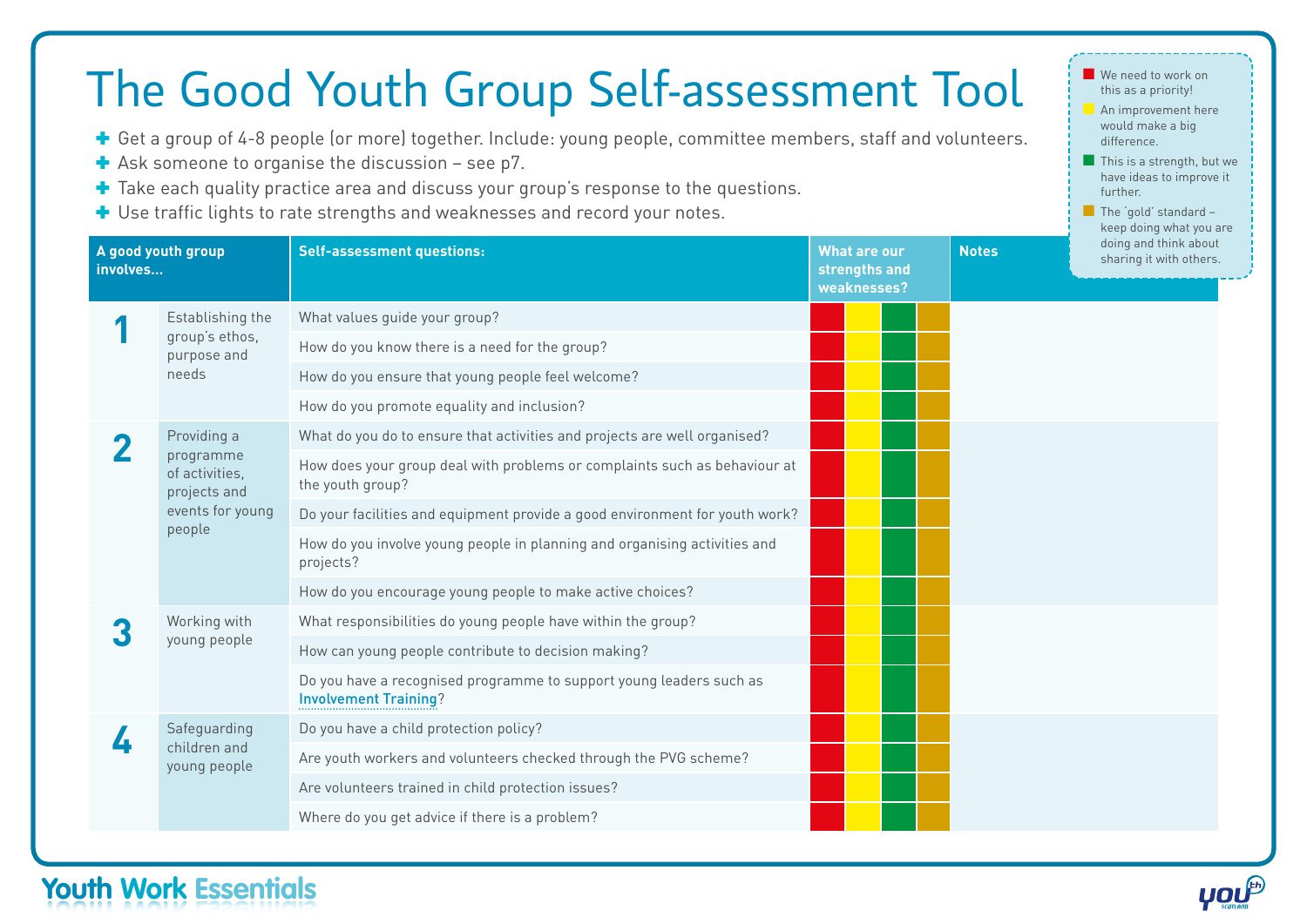# The Good Youth Group Self-assessment Tool

- Get a group of 4-8 people (or more) together. Include: young people, committee members, staff and volunteers.
- Ask someone to organise the discussion – see p7.
- Take each quality practice area and discuss your group's response to the questions.
- Use traffic lights to rate strengths and weaknesses and record your notes.

Key:
- Red: We need to work on this as a priority!
- Yellow: An improvement here would make a big difference.
- Green: This is a strength, but we have ideas to improve it further.
- Gold: The 'gold' standard – keep doing what you are doing and think about sharing it with others.

| A good youth group involves... | | Self-assessment questions: | What are our strengths and weaknesses? | Notes |
|---|---|---|---|---|
| 1 | Establishing the group's ethos, purpose and needs | What values guide your group? | | |
| | | How do you know there is a need for the group? | | |
| | | How do you ensure that young people feel welcome? | | |
| | | How do you promote equality and inclusion? | | |
| 2 | Providing a programme of activities, projects and events for young people | What do you do to ensure that activities and projects are well organised? | | |
| | | How does your group deal with problems or complaints such as behaviour at the youth group? | | |
| | | Do your facilities and equipment provide a good environment for youth work? | | |
| | | How do you involve young people in planning and organising activities and projects? | | |
| | | How do you encourage young people to make active choices? | | |
| 3 | Working with young people | What responsibilities do young people have within the group? | | |
| | | How can young people contribute to decision making? | | |
| | | Do you have a recognised programme to support young leaders such as Involvement Training? | | |
| 4 | Safeguarding children and young people | Do you have a child protection policy? | | |
| | | Are youth workers and volunteers checked through the PVG scheme? | | |
| | | Are volunteers trained in child protection issues? | | |
| | | Where do you get advice if there is a problem? | | |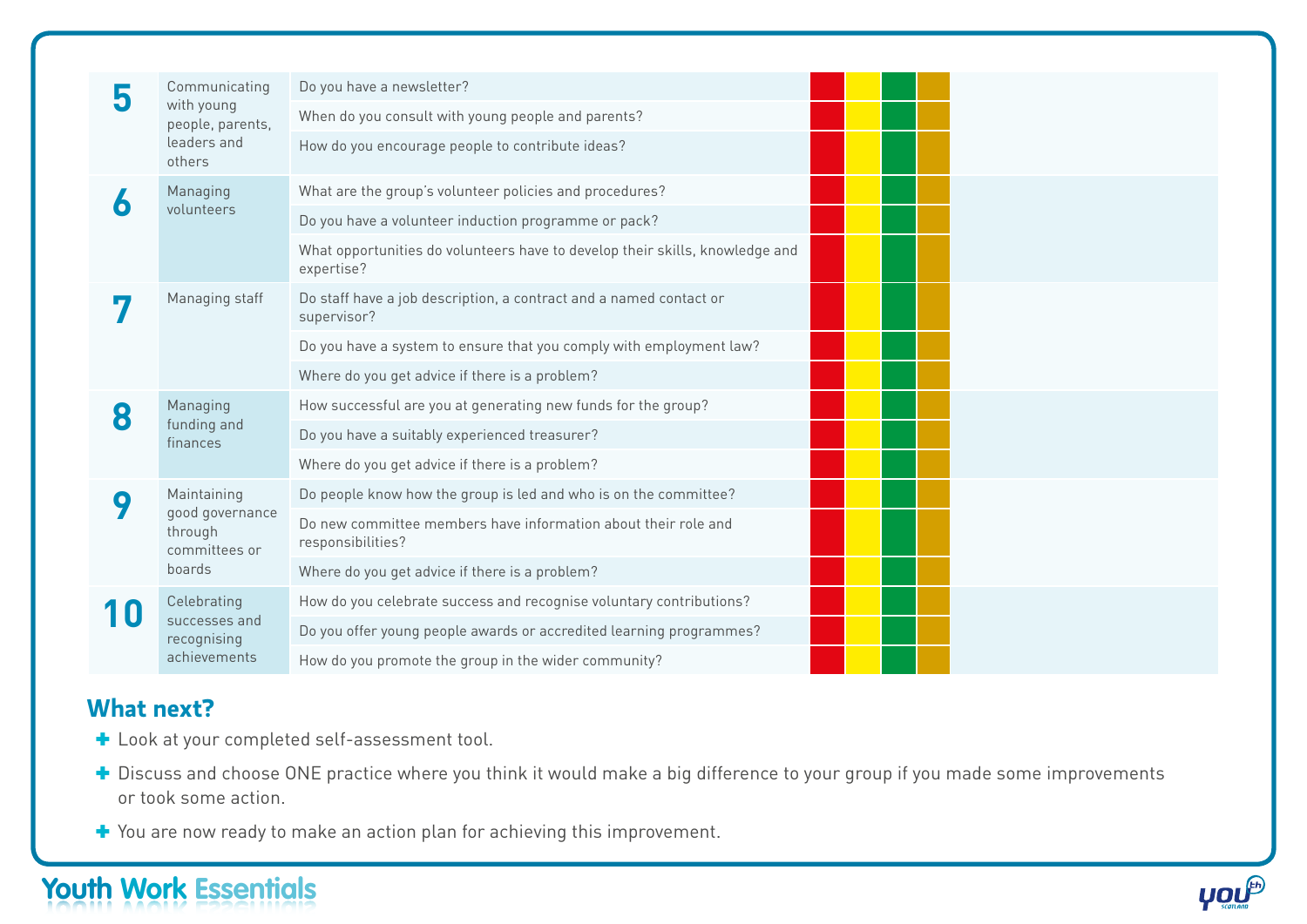| | | | | | | | |
|---|---|---|---|---|---|---|---|
| **5** | Communicating with young people, parents, leaders and others | Do you have a newsletter? | | | | | |
| | | When do you consult with young people and parents? | | | | | |
| | | How do you encourage people to contribute ideas? | | | | | |
| **6** | Managing volunteers | What are the group's volunteer policies and procedures? | | | | | |
| | | Do you have a volunteer induction programme or pack? | | | | | |
| | | What opportunities do volunteers have to develop their skills, knowledge and expertise? | | | | | |
| **7** | Managing staff | Do staff have a job description, a contract and a named contact or supervisor? | | | | | |
| | | Do you have a system to ensure that you comply with employment law? | | | | | |
| | | Where do you get advice if there is a problem? | | | | | |
| **8** | Managing funding and finances | How successful are you at generating new funds for the group? | | | | | |
| | | Do you have a suitably experienced treasurer? | | | | | |
| | | Where do you get advice if there is a problem? | | | | | |
| **9** | Maintaining good governance through committees or boards | Do people know how the group is led and who is on the committee? | | | | | |
| | | Do new committee members have information about their role and responsibilities? | | | | | |
| | | Where do you get advice if there is a problem? | | | | | |
| **10** | Celebrating successes and recognising achievements | How do you celebrate success and recognise voluntary contributions? | | | | | |
| | | Do you offer young people awards or accredited learning programmes? | | | | | |
| | | How do you promote the group in the wider community? | | | | | |

## What next?

- Look at your completed self-assessment tool.
- Discuss and choose ONE practice where you think it would make a big difference to your group if you made some improvements or took some action.
- You are now ready to make an action plan for achieving this improvement.

Youth Work Essentials